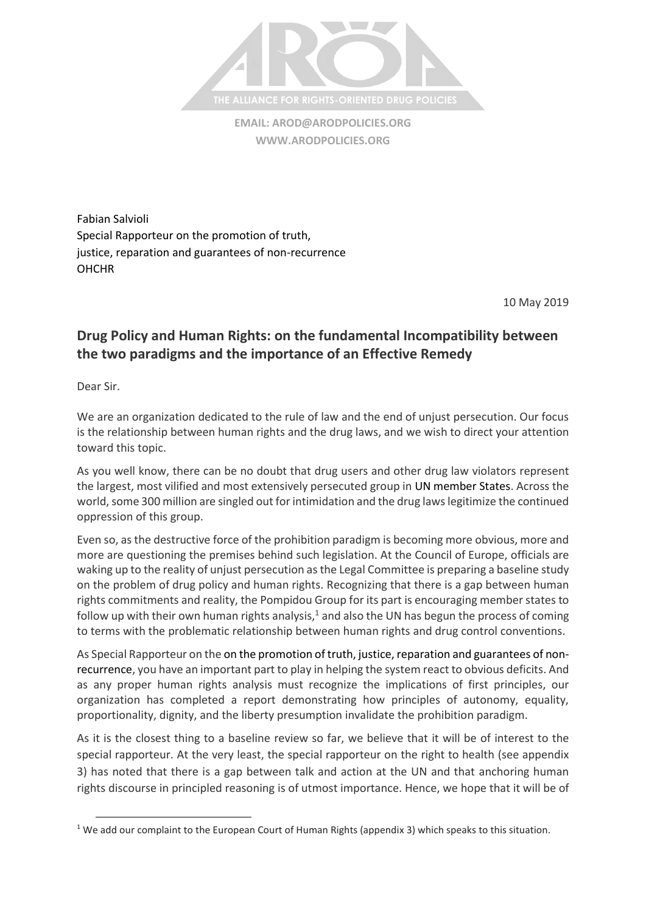THE ALLIANCE FOR RIGHTS-ORIENTED DRUG POLICIES

**EMAIL: AROD@ARODPOLICIES.ORG**
**WWW.ARODPOLICIES.ORG**

Fabian Salvioli
Special Rapporteur on the promotion of truth,
justice, reparation and guarantees of non-recurrence
OHCHR

10 May 2019

## Drug Policy and Human Rights: on the fundamental Incompatibility between the two paradigms and the importance of an Effective Remedy

Dear Sir.

We are an organization dedicated to the rule of law and the end of unjust persecution. Our focus is the relationship between human rights and the drug laws, and we wish to direct your attention toward this topic.

As you well know, there can be no doubt that drug users and other drug law violators represent the largest, most vilified and most extensively persecuted group in UN member States. Across the world, some 300 million are singled out for intimidation and the drug laws legitimize the continued oppression of this group.

Even so, as the destructive force of the prohibition paradigm is becoming more obvious, more and more are questioning the premises behind such legislation. At the Council of Europe, officials are waking up to the reality of unjust persecution as the Legal Committee is preparing a baseline study on the problem of drug policy and human rights. Recognizing that there is a gap between human rights commitments and reality, the Pompidou Group for its part is encouraging member states to follow up with their own human rights analysis,[1] and also the UN has begun the process of coming to terms with the problematic relationship between human rights and drug control conventions.

As Special Rapporteur on the on the promotion of truth, justice, reparation and guarantees of non-recurrence, you have an important part to play in helping the system react to obvious deficits. And as any proper human rights analysis must recognize the implications of first principles, our organization has completed a report demonstrating how principles of autonomy, equality, proportionality, dignity, and the liberty presumption invalidate the prohibition paradigm.

As it is the closest thing to a baseline review so far, we believe that it will be of interest to the special rapporteur. At the very least, the special rapporteur on the right to health (see appendix 3) has noted that there is a gap between talk and action at the UN and that anchoring human rights discourse in principled reasoning is of utmost importance. Hence, we hope that it will be of

[1] We add our complaint to the European Court of Human Rights (appendix 3) which speaks to this situation.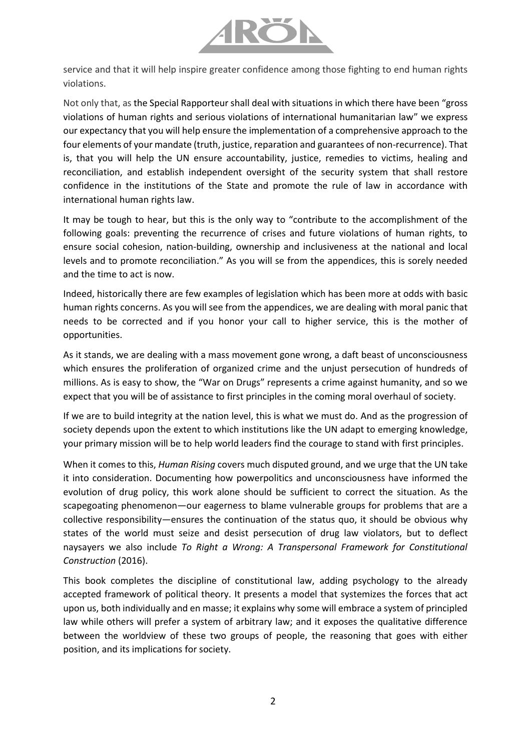service and that it will help inspire greater confidence among those fighting to end human rights violations.

Not only that, as the Special Rapporteur shall deal with situations in which there have been "gross violations of human rights and serious violations of international humanitarian law" we express our expectancy that you will help ensure the implementation of a comprehensive approach to the four elements of your mandate (truth, justice, reparation and guarantees of non-recurrence). That is, that you will help the UN ensure accountability, justice, remedies to victims, healing and reconciliation, and establish independent oversight of the security system that shall restore confidence in the institutions of the State and promote the rule of law in accordance with international human rights law.

It may be tough to hear, but this is the only way to "contribute to the accomplishment of the following goals: preventing the recurrence of crises and future violations of human rights, to ensure social cohesion, nation-building, ownership and inclusiveness at the national and local levels and to promote reconciliation." As you will se from the appendices, this is sorely needed and the time to act is now.

Indeed, historically there are few examples of legislation which has been more at odds with basic human rights concerns. As you will see from the appendices, we are dealing with moral panic that needs to be corrected and if you honor your call to higher service, this is the mother of opportunities.

As it stands, we are dealing with a mass movement gone wrong, a daft beast of unconsciousness which ensures the proliferation of organized crime and the unjust persecution of hundreds of millions. As is easy to show, the "War on Drugs" represents a crime against humanity, and so we expect that you will be of assistance to first principles in the coming moral overhaul of society.

If we are to build integrity at the nation level, this is what we must do. And as the progression of society depends upon the extent to which institutions like the UN adapt to emerging knowledge, your primary mission will be to help world leaders find the courage to stand with first principles.

When it comes to this, *Human Rising* covers much disputed ground, and we urge that the UN take it into consideration. Documenting how powerpolitics and unconsciousness have informed the evolution of drug policy, this work alone should be sufficient to correct the situation. As the scapegoating phenomenon—our eagerness to blame vulnerable groups for problems that are a collective responsibility—ensures the continuation of the status quo, it should be obvious why states of the world must seize and desist persecution of drug law violators, but to deflect naysayers we also include *To Right a Wrong: A Transpersonal Framework for Constitutional Construction* (2016).

This book completes the discipline of constitutional law, adding psychology to the already accepted framework of political theory. It presents a model that systemizes the forces that act upon us, both individually and en masse; it explains why some will embrace a system of principled law while others will prefer a system of arbitrary law; and it exposes the qualitative difference between the worldview of these two groups of people, the reasoning that goes with either position, and its implications for society.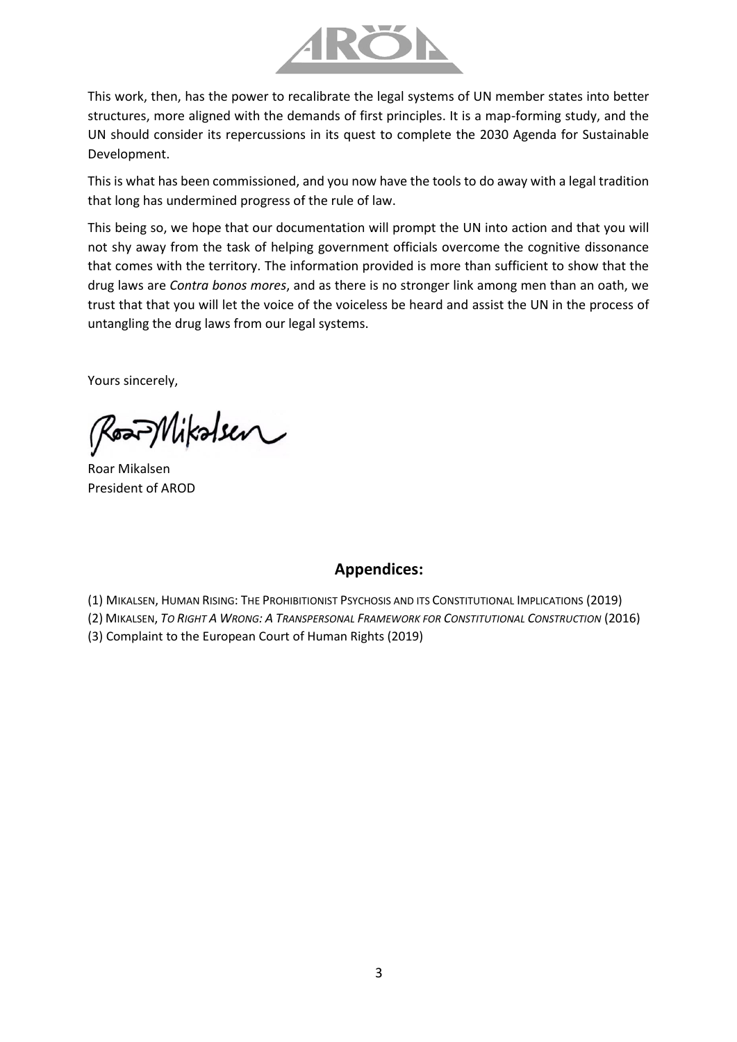This work, then, has the power to recalibrate the legal systems of UN member states into better structures, more aligned with the demands of first principles. It is a map-forming study, and the UN should consider its repercussions in its quest to complete the 2030 Agenda for Sustainable Development.

This is what has been commissioned, and you now have the tools to do away with a legal tradition that long has undermined progress of the rule of law.

This being so, we hope that our documentation will prompt the UN into action and that you will not shy away from the task of helping government officials overcome the cognitive dissonance that comes with the territory. The information provided is more than sufficient to show that the drug laws are *Contra bonos mores*, and as there is no stronger link among men than an oath, we trust that that you will let the voice of the voiceless be heard and assist the UN in the process of untangling the drug laws from our legal systems.

Yours sincerely,

Roar Mikalsen
President of AROD

## Appendices:

(1) MIKALSEN, HUMAN RISING: THE PROHIBITIONIST PSYCHOSIS AND ITS CONSTITUTIONAL IMPLICATIONS (2019)
(2) MIKALSEN, *TO RIGHT A WRONG: A TRANSPERSONAL FRAMEWORK FOR CONSTITUTIONAL CONSTRUCTION* (2016)
(3) Complaint to the European Court of Human Rights (2019)